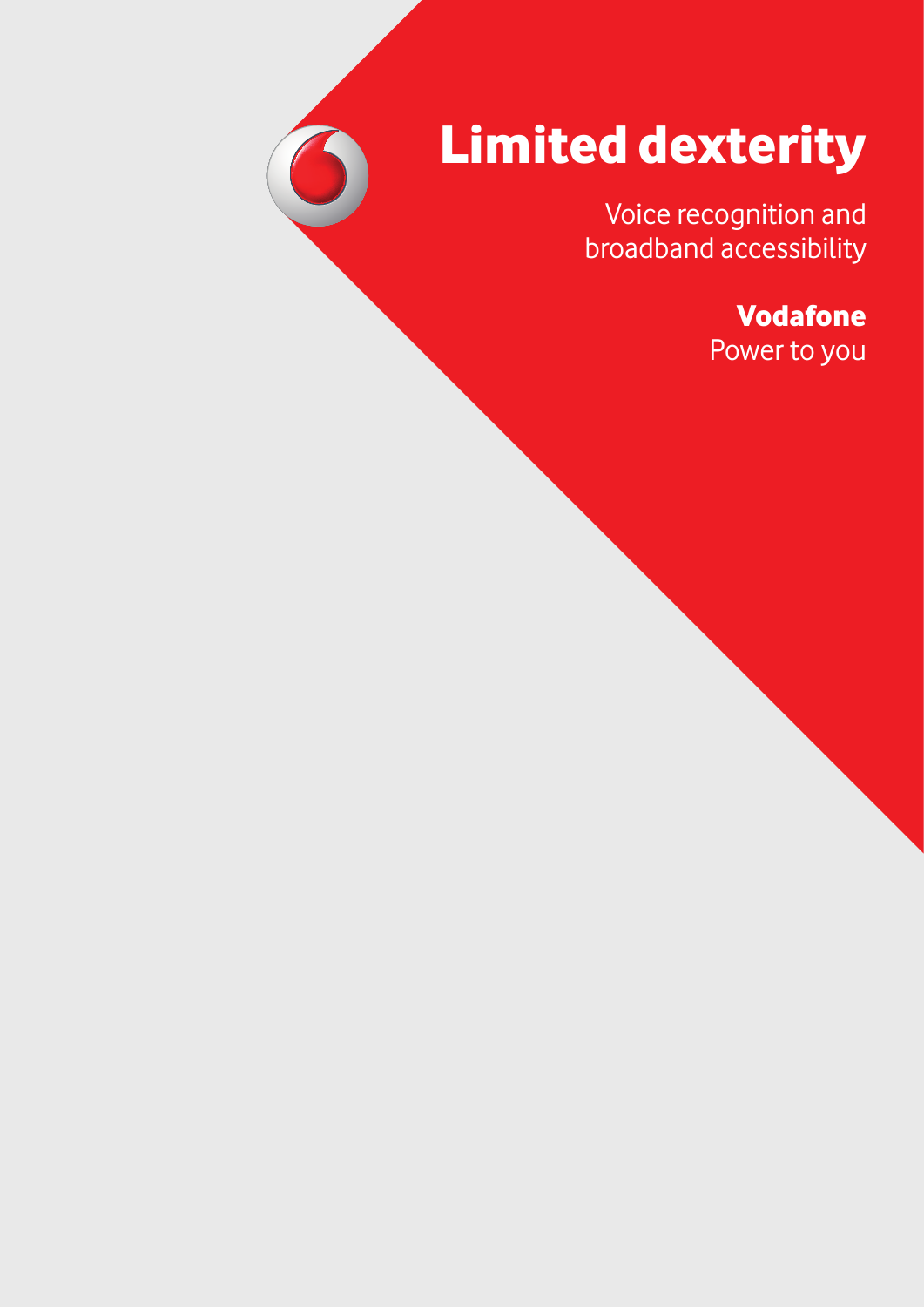# Limited dexterity

Voice recognition and broadband accessibility

**Vodafone**
Power to you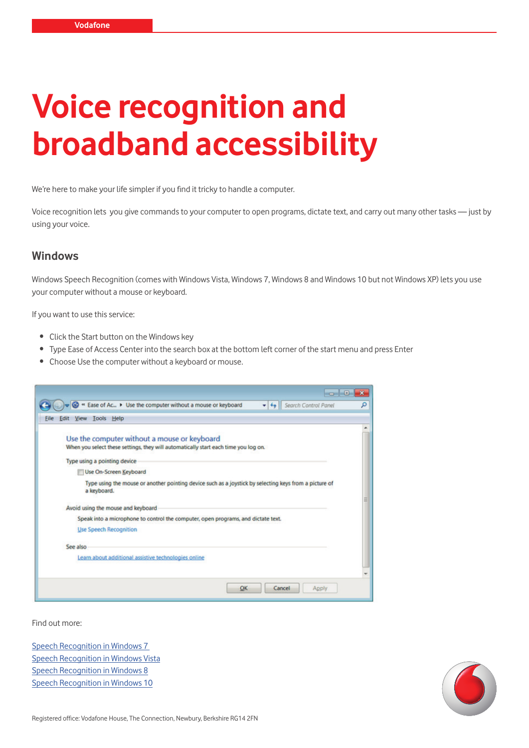# Voice recognition and broadband accessibility

We're here to make your life simpler if you find it tricky to handle a computer.

Voice recognition lets you give commands to your computer to open programs, dictate text, and carry out many other tasks — just by using your voice.

## Windows

Windows Speech Recognition (comes with Windows Vista, Windows 7, Windows 8 and Windows 10 but not Windows XP) lets you use your computer without a mouse or keyboard.

If you want to use this service:

- Click the Start button on the Windows key
- Type Ease of Access Center into the search box at the bottom left corner of the start menu and press Enter
- Choose Use the computer without a keyboard or mouse.

Find out more:

Speech Recognition in Windows 7
Speech Recognition in Windows Vista
Speech Recognition in Windows 8
Speech Recognition in Windows 10

Registered office: Vodafone House, The Connection, Newbury, Berkshire RG14 2FN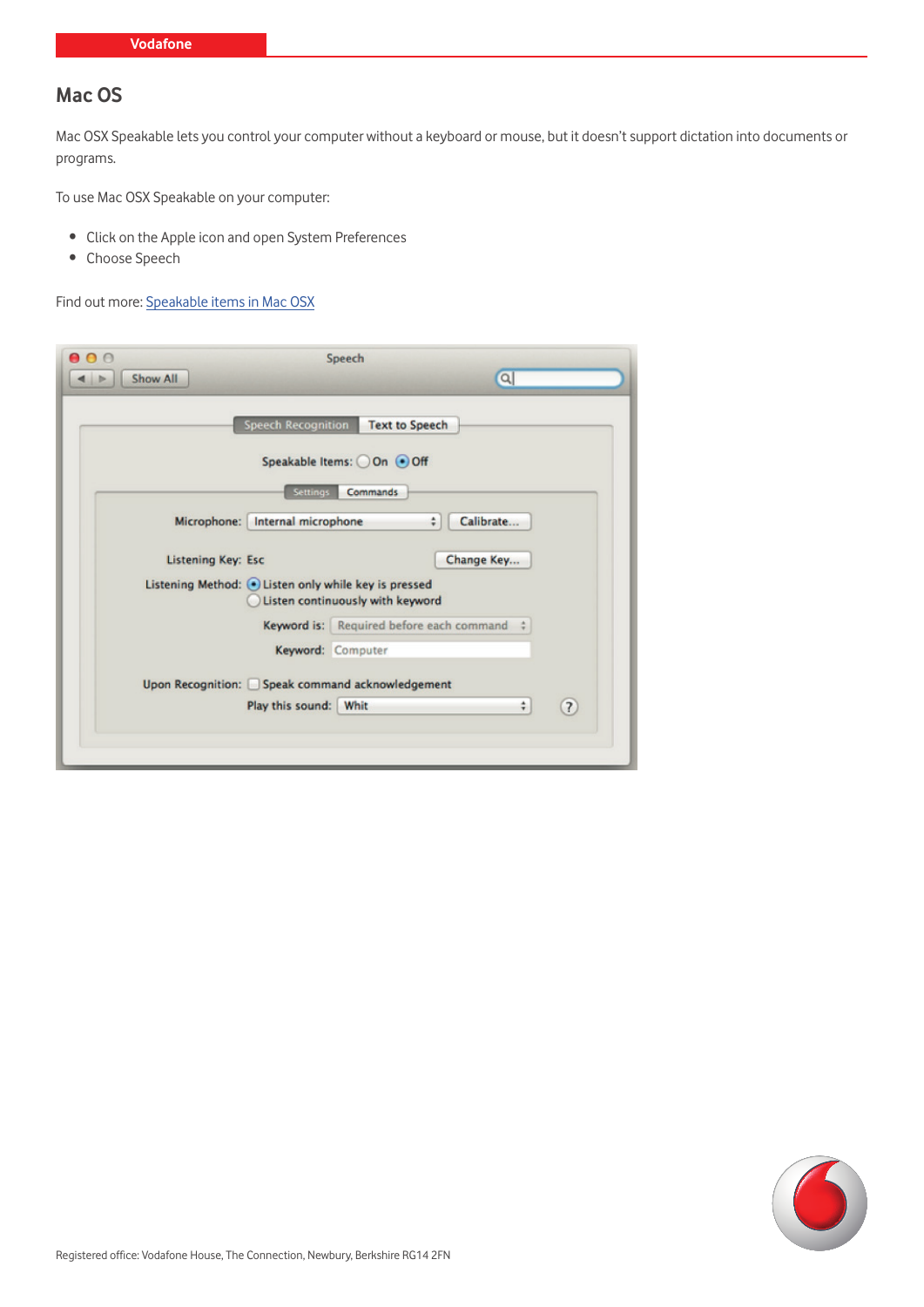## Mac OS

Mac OSX Speakable lets you control your computer without a keyboard or mouse, but it doesn't support dictation into documents or programs.

To use Mac OSX Speakable on your computer:

- Click on the Apple icon and open System Preferences
- Choose Speech

Find out more: Speakable items in Mac OSX

Registered office: Vodafone House, The Connection, Newbury, Berkshire RG14 2FN